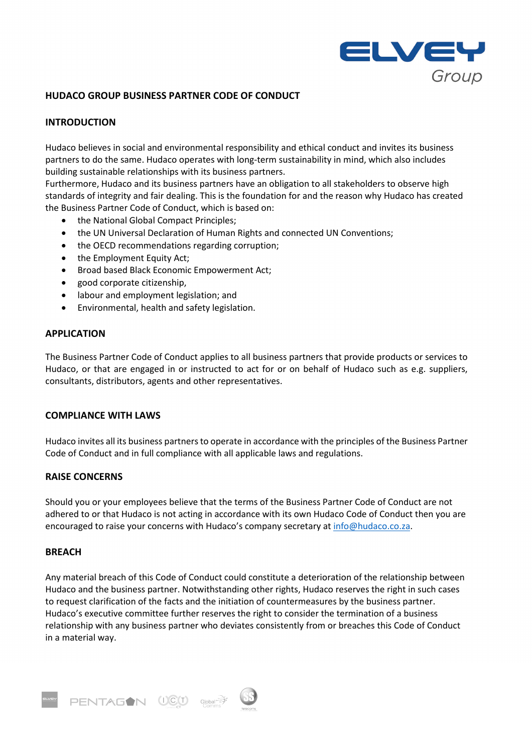# HUDACO GROUP BUSINESS PARTNER CODE OF CONDUCT

## INTRODUCTION

Hudaco believes in social and environmental responsibility and ethical conduct and invites its business partners to do the same. Hudaco operates with long-term sustainability in mind, which also includes building sustainable relationships with its business partners.
Furthermore, Hudaco and its business partners have an obligation to all stakeholders to observe high standards of integrity and fair dealing. This is the foundation for and the reason why Hudaco has created the Business Partner Code of Conduct, which is based on:

- the National Global Compact Principles;
- the UN Universal Declaration of Human Rights and connected UN Conventions;
- the OECD recommendations regarding corruption;
- the Employment Equity Act;
- Broad based Black Economic Empowerment Act;
- good corporate citizenship,
- labour and employment legislation; and
- Environmental, health and safety legislation.

## APPLICATION

The Business Partner Code of Conduct applies to all business partners that provide products or services to Hudaco, or that are engaged in or instructed to act for or on behalf of Hudaco such as e.g. suppliers, consultants, distributors, agents and other representatives.

## COMPLIANCE WITH LAWS

Hudaco invites all its business partners to operate in accordance with the principles of the Business Partner Code of Conduct and in full compliance with all applicable laws and regulations.

## RAISE CONCERNS

Should you or your employees believe that the terms of the Business Partner Code of Conduct are not adhered to or that Hudaco is not acting in accordance with its own Hudaco Code of Conduct then you are encouraged to raise your concerns with Hudaco's company secretary at info@hudaco.co.za.

## BREACH

Any material breach of this Code of Conduct could constitute a deterioration of the relationship between Hudaco and the business partner. Notwithstanding other rights, Hudaco reserves the right in such cases to request clarification of the facts and the initiation of countermeasures by the business partner. Hudaco's executive committee further reserves the right to consider the termination of a business relationship with any business partner who deviates consistently from or breaches this Code of Conduct in a material way.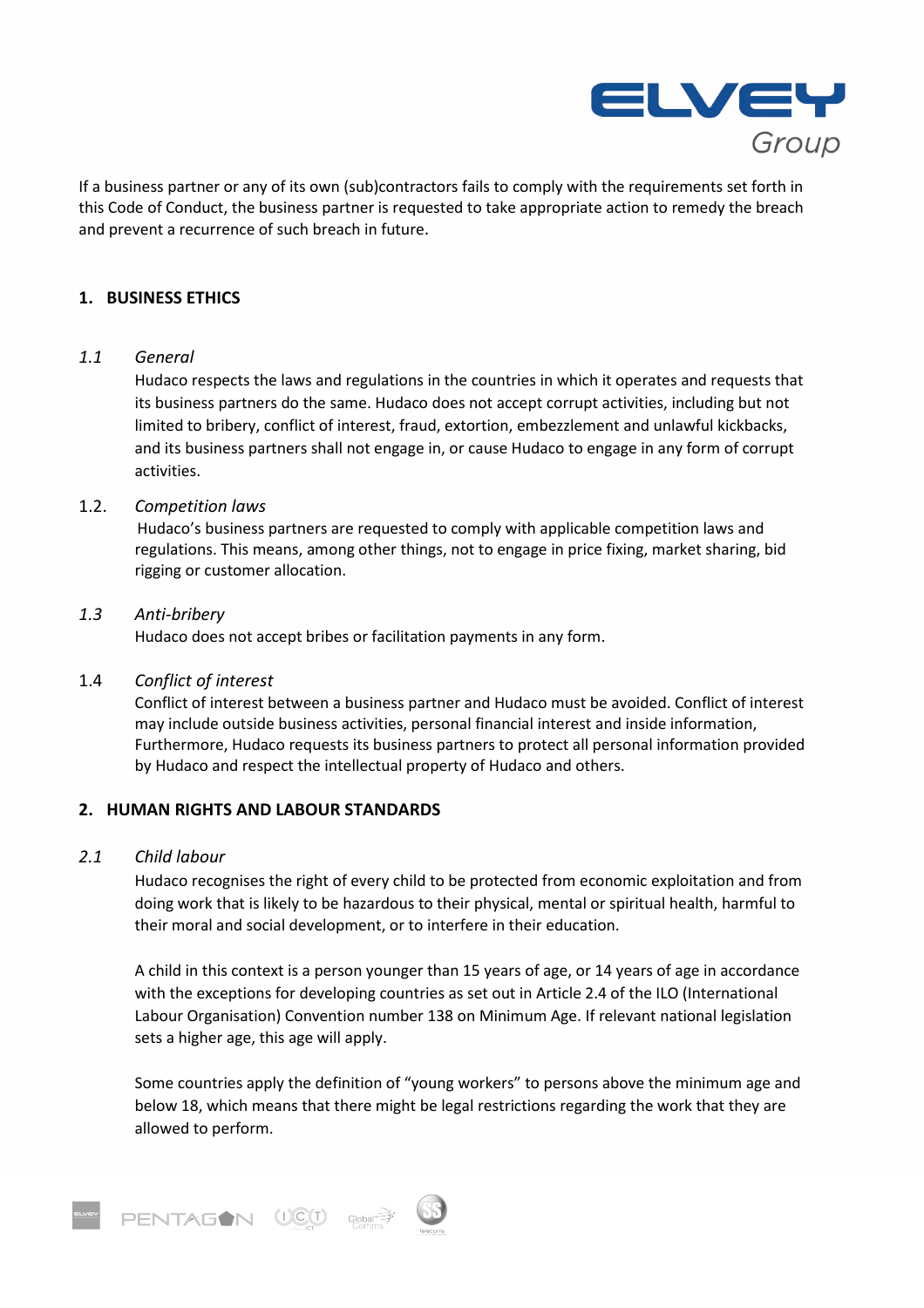If a business partner or any of its own (sub)contractors fails to comply with the requirements set forth in this Code of Conduct, the business partner is requested to take appropriate action to remedy the breach and prevent a recurrence of such breach in future.

## 1. BUSINESS ETHICS

### 1.1 *General*

Hudaco respects the laws and regulations in the countries in which it operates and requests that its business partners do the same. Hudaco does not accept corrupt activities, including but not limited to bribery, conflict of interest, fraud, extortion, embezzlement and unlawful kickbacks, and its business partners shall not engage in, or cause Hudaco to engage in any form of corrupt activities.

### 1.2. *Competition laws*

Hudaco's business partners are requested to comply with applicable competition laws and regulations. This means, among other things, not to engage in price fixing, market sharing, bid rigging or customer allocation.

### 1.3 *Anti-bribery*

Hudaco does not accept bribes or facilitation payments in any form.

### 1.4 *Conflict of interest*

Conflict of interest between a business partner and Hudaco must be avoided. Conflict of interest may include outside business activities, personal financial interest and inside information, Furthermore, Hudaco requests its business partners to protect all personal information provided by Hudaco and respect the intellectual property of Hudaco and others.

## 2. HUMAN RIGHTS AND LABOUR STANDARDS

### 2.1 *Child labour*

Hudaco recognises the right of every child to be protected from economic exploitation and from doing work that is likely to be hazardous to their physical, mental or spiritual health, harmful to their moral and social development, or to interfere in their education.

A child in this context is a person younger than 15 years of age, or 14 years of age in accordance with the exceptions for developing countries as set out in Article 2.4 of the ILO (International Labour Organisation) Convention number 138 on Minimum Age. If relevant national legislation sets a higher age, this age will apply.

Some countries apply the definition of "young workers" to persons above the minimum age and below 18, which means that there might be legal restrictions regarding the work that they are allowed to perform.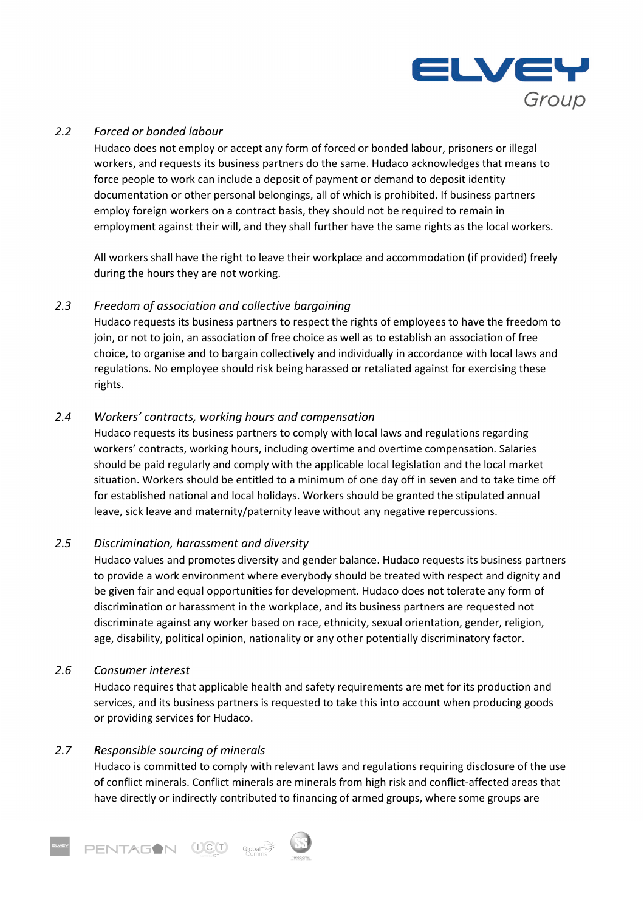### 2.2 *Forced or bonded labour*

Hudaco does not employ or accept any form of forced or bonded labour, prisoners or illegal workers, and requests its business partners do the same. Hudaco acknowledges that means to force people to work can include a deposit of payment or demand to deposit identity documentation or other personal belongings, all of which is prohibited. If business partners employ foreign workers on a contract basis, they should not be required to remain in employment against their will, and they shall further have the same rights as the local workers.

All workers shall have the right to leave their workplace and accommodation (if provided) freely during the hours they are not working.

### 2.3 *Freedom of association and collective bargaining*

Hudaco requests its business partners to respect the rights of employees to have the freedom to join, or not to join, an association of free choice as well as to establish an association of free choice, to organise and to bargain collectively and individually in accordance with local laws and regulations. No employee should risk being harassed or retaliated against for exercising these rights.

### 2.4 *Workers' contracts, working hours and compensation*

Hudaco requests its business partners to comply with local laws and regulations regarding workers' contracts, working hours, including overtime and overtime compensation. Salaries should be paid regularly and comply with the applicable local legislation and the local market situation. Workers should be entitled to a minimum of one day off in seven and to take time off for established national and local holidays. Workers should be granted the stipulated annual leave, sick leave and maternity/paternity leave without any negative repercussions.

### 2.5 *Discrimination, harassment and diversity*

Hudaco values and promotes diversity and gender balance. Hudaco requests its business partners to provide a work environment where everybody should be treated with respect and dignity and be given fair and equal opportunities for development. Hudaco does not tolerate any form of discrimination or harassment in the workplace, and its business partners are requested not discriminate against any worker based on race, ethnicity, sexual orientation, gender, religion, age, disability, political opinion, nationality or any other potentially discriminatory factor.

### 2.6 *Consumer interest*

Hudaco requires that applicable health and safety requirements are met for its production and services, and its business partners is requested to take this into account when producing goods or providing services for Hudaco.

### 2.7 *Responsible sourcing of minerals*

Hudaco is committed to comply with relevant laws and regulations requiring disclosure of the use of conflict minerals. Conflict minerals are minerals from high risk and conflict-affected areas that have directly or indirectly contributed to financing of armed groups, where some groups are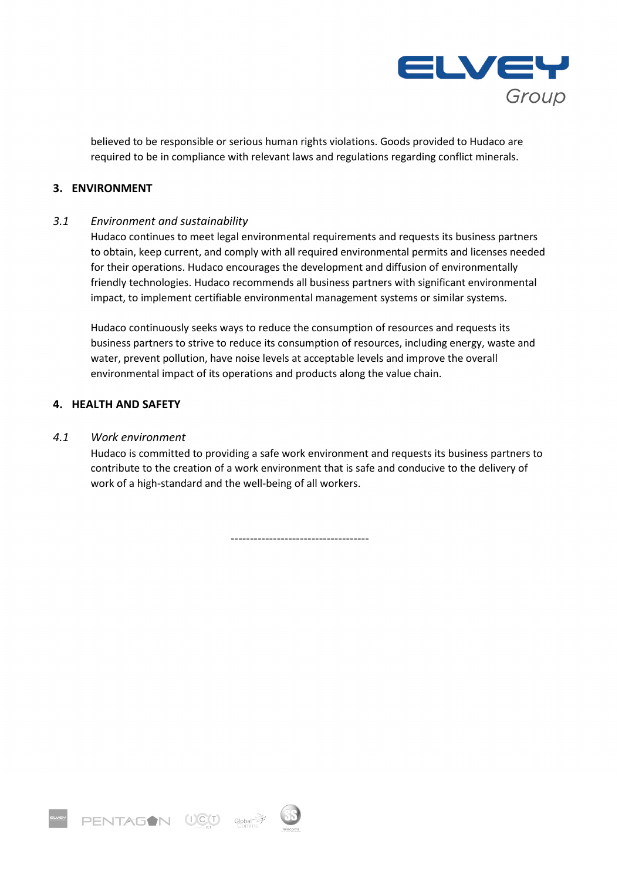believed to be responsible or serious human rights violations. Goods provided to Hudaco are required to be in compliance with relevant laws and regulations regarding conflict minerals.

## 3. ENVIRONMENT

### *3.1 Environment and sustainability*

Hudaco continues to meet legal environmental requirements and requests its business partners to obtain, keep current, and comply with all required environmental permits and licenses needed for their operations. Hudaco encourages the development and diffusion of environmentally friendly technologies. Hudaco recommends all business partners with significant environmental impact, to implement certifiable environmental management systems or similar systems.

Hudaco continuously seeks ways to reduce the consumption of resources and requests its business partners to strive to reduce its consumption of resources, including energy, waste and water, prevent pollution, have noise levels at acceptable levels and improve the overall environmental impact of its operations and products along the value chain.

## 4. HEALTH AND SAFETY

### *4.1 Work environment*

Hudaco is committed to providing a safe work environment and requests its business partners to contribute to the creation of a work environment that is safe and conducive to the delivery of work of a high-standard and the well-being of all workers.

------------------------------------